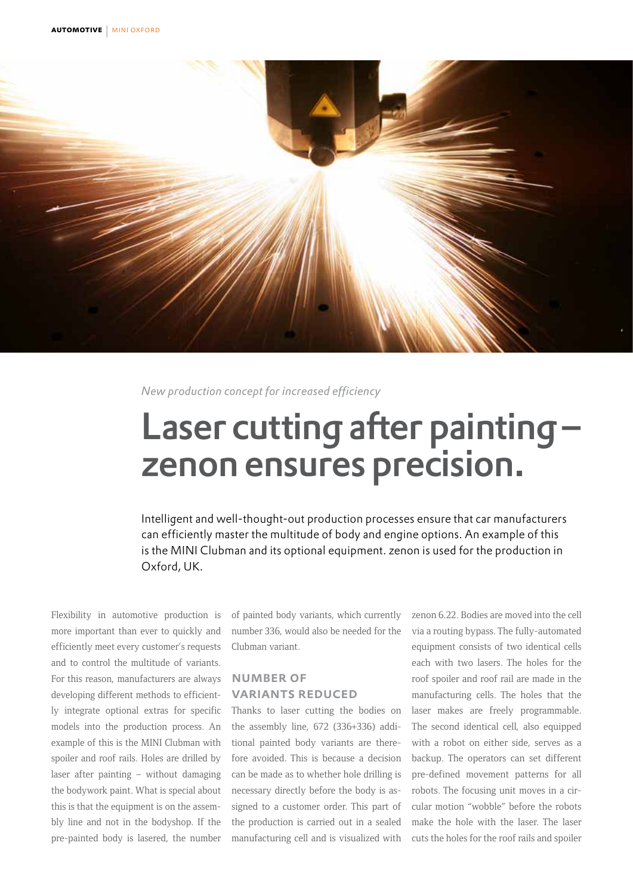*New production concept for increased efficiency*

# Laser cutting after painting – zenon ensures precision.

Intelligent and well-thought-out production processes ensure that car manufacturers can efficiently master the multitude of body and engine options. An example of this is the MINI Clubman and its optional equipment. zenon is used for the production in Oxford, UK.

Flexibility in automotive production is more important than ever to quickly and efficiently meet every customer's requests and to control the multitude of variants. For this reason, manufacturers are always developing different methods to efficiently integrate optional extras for specific models into the production process. An example of this is the MINI Clubman with spoiler and roof rails. Holes are drilled by laser after painting – without damaging the bodywork paint. What is special about this is that the equipment is on the assembly line and not in the bodyshop. If the pre-painted body is lasered, the number of painted body variants, which currently number 336, would also be needed for the Clubman variant.

## NUMBER OF VARIANTS REDUCED

Thanks to laser cutting the bodies on the assembly line, 672 (336+336) additional painted body variants are therefore avoided. This is because a decision can be made as to whether hole drilling is necessary directly before the body is assigned to a customer order. This part of the production is carried out in a sealed manufacturing cell and is visualized with zenon 6.22. Bodies are moved into the cell via a routing bypass. The fully-automated equipment consists of two identical cells each with two lasers. The holes for the roof spoiler and roof rail are made in the manufacturing cells. The holes that the laser makes are freely programmable. The second identical cell, also equipped with a robot on either side, serves as a backup. The operators can set different pre-defined movement patterns for all robots. The focusing unit moves in a circular motion "wobble" before the robots make the hole with the laser. The laser cuts the holes for the roof rails and spoiler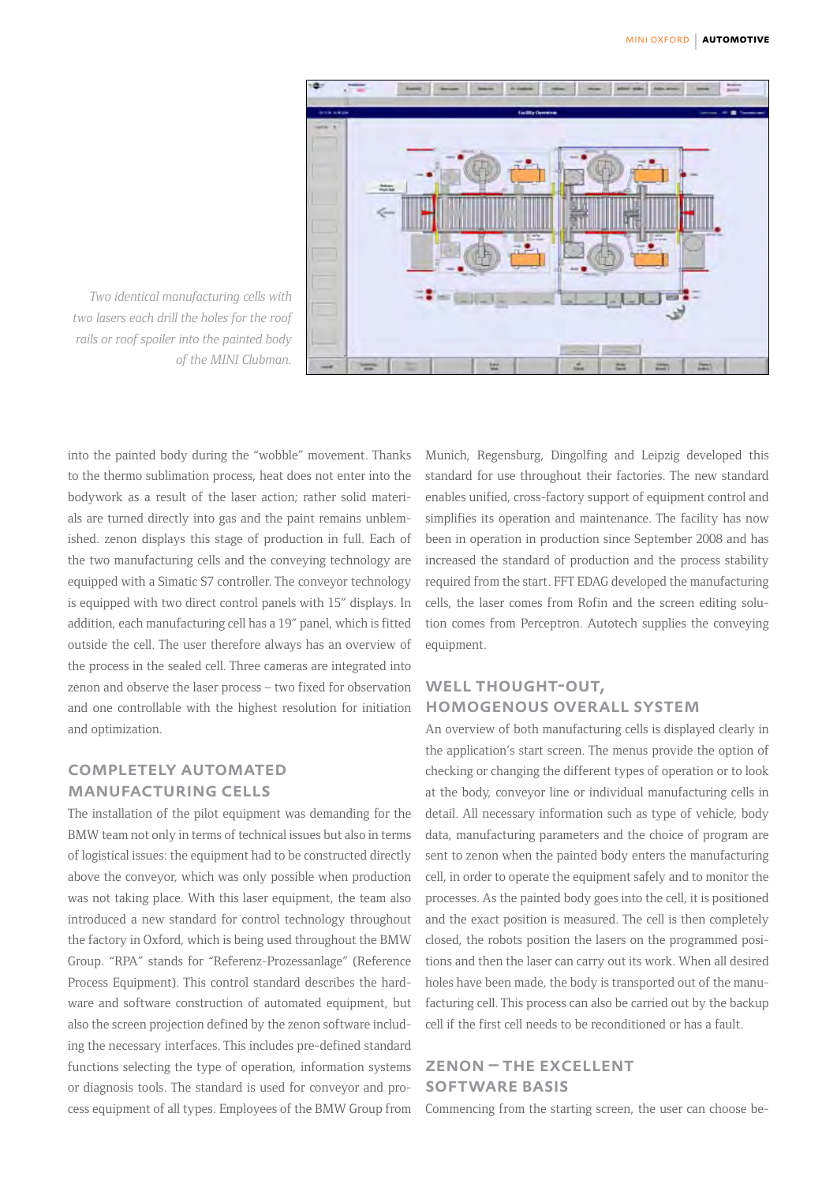*Two identical manufacturing cells with two lasers each drill the holes for the roof rails or roof spoiler into the painted body of the MINI Clubman.*

into the painted body during the "wobble" movement. Thanks to the thermo sublimation process, heat does not enter into the bodywork as a result of the laser action; rather solid materials are turned directly into gas and the paint remains unblemished. zenon displays this stage of production in full. Each of the two manufacturing cells and the conveying technology are equipped with a Simatic S7 controller. The conveyor technology is equipped with two direct control panels with 15" displays. In addition, each manufacturing cell has a 19" panel, which is fitted outside the cell. The user therefore always has an overview of the process in the sealed cell. Three cameras are integrated into zenon and observe the laser process – two fixed for observation and one controllable with the highest resolution for initiation and optimization.

## COMPLETELY AUTOMATED MANUFACTURING CELLS

The installation of the pilot equipment was demanding for the BMW team not only in terms of technical issues but also in terms of logistical issues: the equipment had to be constructed directly above the conveyor, which was only possible when production was not taking place. With this laser equipment, the team also introduced a new standard for control technology throughout the factory in Oxford, which is being used throughout the BMW Group. "RPA" stands for "Referenz-Prozessanlage" (Reference Process Equipment). This control standard describes the hardware and software construction of automated equipment, but also the screen projection defined by the zenon software including the necessary interfaces. This includes pre-defined standard functions selecting the type of operation, information systems or diagnosis tools. The standard is used for conveyor and process equipment of all types. Employees of the BMW Group from Munich, Regensburg, Dingolfing and Leipzig developed this standard for use throughout their factories. The new standard enables unified, cross-factory support of equipment control and simplifies its operation and maintenance. The facility has now been in operation in production since September 2008 and has increased the standard of production and the process stability required from the start. FFT EDAG developed the manufacturing cells, the laser comes from Rofin and the screen editing solution comes from Perceptron. Autotech supplies the conveying equipment.

## WELL THOUGHT-OUT, HOMOGENOUS OVERALL SYSTEM

An overview of both manufacturing cells is displayed clearly in the application's start screen. The menus provide the option of checking or changing the different types of operation or to look at the body, conveyor line or individual manufacturing cells in detail. All necessary information such as type of vehicle, body data, manufacturing parameters and the choice of program are sent to zenon when the painted body enters the manufacturing cell, in order to operate the equipment safely and to monitor the processes. As the painted body goes into the cell, it is positioned and the exact position is measured. The cell is then completely closed, the robots position the lasers on the programmed positions and then the laser can carry out its work. When all desired holes have been made, the body is transported out of the manufacturing cell. This process can also be carried out by the backup cell if the first cell needs to be reconditioned or has a fault.

## ZENON – THE EXCELLENT SOFTWARE BASIS

Commencing from the starting screen, the user can choose be-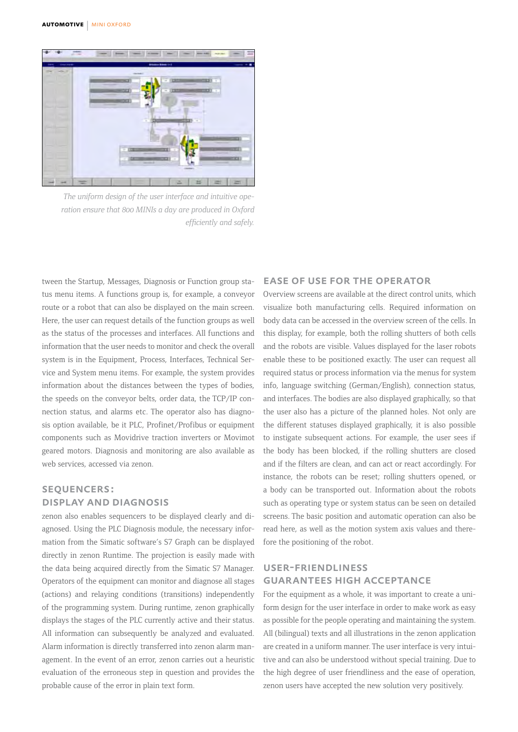The uniform design of the user interface and intuitive operation ensure that 800 MINIs a day are produced in Oxford efficiently and safely.

tween the Startup, Messages, Diagnosis or Function group status menu items. A functions group is, for example, a conveyor route or a robot that can also be displayed on the main screen. Here, the user can request details of the function groups as well as the status of the processes and interfaces. All functions and information that the user needs to monitor and check the overall system is in the Equipment, Process, Interfaces, Technical Service and System menu items. For example, the system provides information about the distances between the types of bodies, the speeds on the conveyor belts, order data, the TCP/IP connection status, and alarms etc. The operator also has diagnosis option available, be it PLC, Profinet/Profibus or equipment components such as Movidrive traction inverters or Movimot geared motors. Diagnosis and monitoring are also available as web services, accessed via zenon.

## SEQUENCERS: DISPLAY AND DIAGNOSIS

zenon also enables sequencers to be displayed clearly and diagnosed. Using the PLC Diagnosis module, the necessary information from the Simatic software's S7 Graph can be displayed directly in zenon Runtime. The projection is easily made with the data being acquired directly from the Simatic S7 Manager. Operators of the equipment can monitor and diagnose all stages (actions) and relaying conditions (transitions) independently of the programming system. During runtime, zenon graphically displays the stages of the PLC currently active and their status. All information can subsequently be analyzed and evaluated. Alarm information is directly transferred into zenon alarm management. In the event of an error, zenon carries out a heuristic evaluation of the erroneous step in question and provides the probable cause of the error in plain text form.

## EASE OF USE FOR THE OPERATOR

Overview screens are available at the direct control units, which visualize both manufacturing cells. Required information on body data can be accessed in the overview screen of the cells. In this display, for example, both the rolling shutters of both cells and the robots are visible. Values displayed for the laser robots enable these to be positioned exactly. The user can request all required status or process information via the menus for system info, language switching (German/English), connection status, and interfaces. The bodies are also displayed graphically, so that the user also has a picture of the planned holes. Not only are the different statuses displayed graphically, it is also possible to instigate subsequent actions. For example, the user sees if the body has been blocked, if the rolling shutters are closed and if the filters are clean, and can act or react accordingly. For instance, the robots can be reset; rolling shutters opened, or a body can be transported out. Information about the robots such as operating type or system status can be seen on detailed screens. The basic position and automatic operation can also be read here, as well as the motion system axis values and therefore the positioning of the robot.

## USER-FRIENDLINESS GUARANTEES HIGH ACCEPTANCE

For the equipment as a whole, it was important to create a uniform design for the user interface in order to make work as easy as possible for the people operating and maintaining the system. All (bilingual) texts and all illustrations in the zenon application are created in a uniform manner. The user interface is very intuitive and can also be understood without special training. Due to the high degree of user friendliness and the ease of operation, zenon users have accepted the new solution very positively.